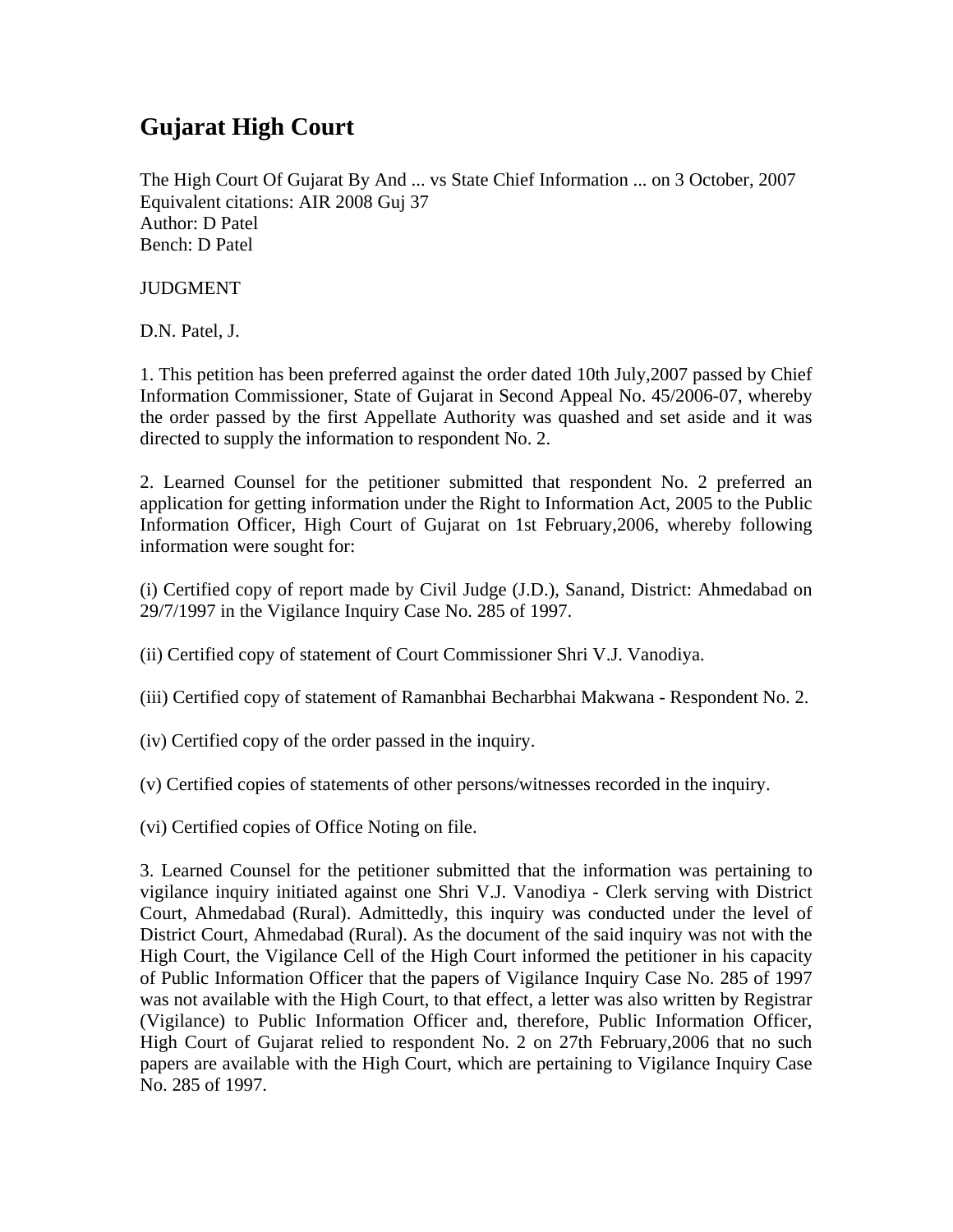# Gujarat High Court

The High Court Of Gujarat By And ... vs State Chief Information ... on 3 October, 2007
Equivalent citations: AIR 2008 Guj 37
Author: D Patel
Bench: D Patel

JUDGMENT

D.N. Patel, J.

1. This petition has been preferred against the order dated 10th July,2007 passed by Chief Information Commissioner, State of Gujarat in Second Appeal No. 45/2006-07, whereby the order passed by the first Appellate Authority was quashed and set aside and it was directed to supply the information to respondent No. 2.

2. Learned Counsel for the petitioner submitted that respondent No. 2 preferred an application for getting information under the Right to Information Act, 2005 to the Public Information Officer, High Court of Gujarat on 1st February,2006, whereby following information were sought for:

(i) Certified copy of report made by Civil Judge (J.D.), Sanand, District: Ahmedabad on 29/7/1997 in the Vigilance Inquiry Case No. 285 of 1997.

(ii) Certified copy of statement of Court Commissioner Shri V.J. Vanodiya.

(iii) Certified copy of statement of Ramanbhai Becharbhai Makwana - Respondent No. 2.

(iv) Certified copy of the order passed in the inquiry.

(v) Certified copies of statements of other persons/witnesses recorded in the inquiry.

(vi) Certified copies of Office Noting on file.

3. Learned Counsel for the petitioner submitted that the information was pertaining to vigilance inquiry initiated against one Shri V.J. Vanodiya - Clerk serving with District Court, Ahmedabad (Rural). Admittedly, this inquiry was conducted under the level of District Court, Ahmedabad (Rural). As the document of the said inquiry was not with the High Court, the Vigilance Cell of the High Court informed the petitioner in his capacity of Public Information Officer that the papers of Vigilance Inquiry Case No. 285 of 1997 was not available with the High Court, to that effect, a letter was also written by Registrar (Vigilance) to Public Information Officer and, therefore, Public Information Officer, High Court of Gujarat relied to respondent No. 2 on 27th February,2006 that no such papers are available with the High Court, which are pertaining to Vigilance Inquiry Case No. 285 of 1997.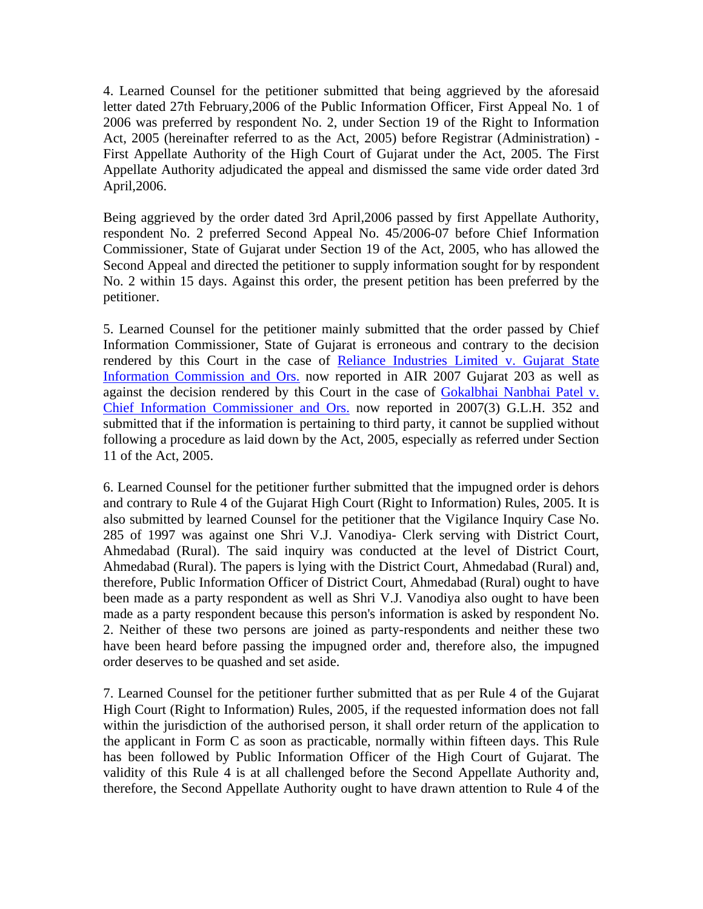4. Learned Counsel for the petitioner submitted that being aggrieved by the aforesaid letter dated 27th February,2006 of the Public Information Officer, First Appeal No. 1 of 2006 was preferred by respondent No. 2, under Section 19 of the Right to Information Act, 2005 (hereinafter referred to as the Act, 2005) before Registrar (Administration) - First Appellate Authority of the High Court of Gujarat under the Act, 2005. The First Appellate Authority adjudicated the appeal and dismissed the same vide order dated 3rd April,2006.

Being aggrieved by the order dated 3rd April,2006 passed by first Appellate Authority, respondent No. 2 preferred Second Appeal No. 45/2006-07 before Chief Information Commissioner, State of Gujarat under Section 19 of the Act, 2005, who has allowed the Second Appeal and directed the petitioner to supply information sought for by respondent No. 2 within 15 days. Against this order, the present petition has been preferred by the petitioner.

5. Learned Counsel for the petitioner mainly submitted that the order passed by Chief Information Commissioner, State of Gujarat is erroneous and contrary to the decision rendered by this Court in the case of Reliance Industries Limited v. Gujarat State Information Commission and Ors. now reported in AIR 2007 Gujarat 203 as well as against the decision rendered by this Court in the case of Gokalbhai Nanbhai Patel v. Chief Information Commissioner and Ors. now reported in 2007(3) G.L.H. 352 and submitted that if the information is pertaining to third party, it cannot be supplied without following a procedure as laid down by the Act, 2005, especially as referred under Section 11 of the Act, 2005.

6. Learned Counsel for the petitioner further submitted that the impugned order is dehors and contrary to Rule 4 of the Gujarat High Court (Right to Information) Rules, 2005. It is also submitted by learned Counsel for the petitioner that the Vigilance Inquiry Case No. 285 of 1997 was against one Shri V.J. Vanodiya- Clerk serving with District Court, Ahmedabad (Rural). The said inquiry was conducted at the level of District Court, Ahmedabad (Rural). The papers is lying with the District Court, Ahmedabad (Rural) and, therefore, Public Information Officer of District Court, Ahmedabad (Rural) ought to have been made as a party respondent as well as Shri V.J. Vanodiya also ought to have been made as a party respondent because this person's information is asked by respondent No. 2. Neither of these two persons are joined as party-respondents and neither these two have been heard before passing the impugned order and, therefore also, the impugned order deserves to be quashed and set aside.

7. Learned Counsel for the petitioner further submitted that as per Rule 4 of the Gujarat High Court (Right to Information) Rules, 2005, if the requested information does not fall within the jurisdiction of the authorised person, it shall order return of the application to the applicant in Form C as soon as practicable, normally within fifteen days. This Rule has been followed by Public Information Officer of the High Court of Gujarat. The validity of this Rule 4 is at all challenged before the Second Appellate Authority and, therefore, the Second Appellate Authority ought to have drawn attention to Rule 4 of the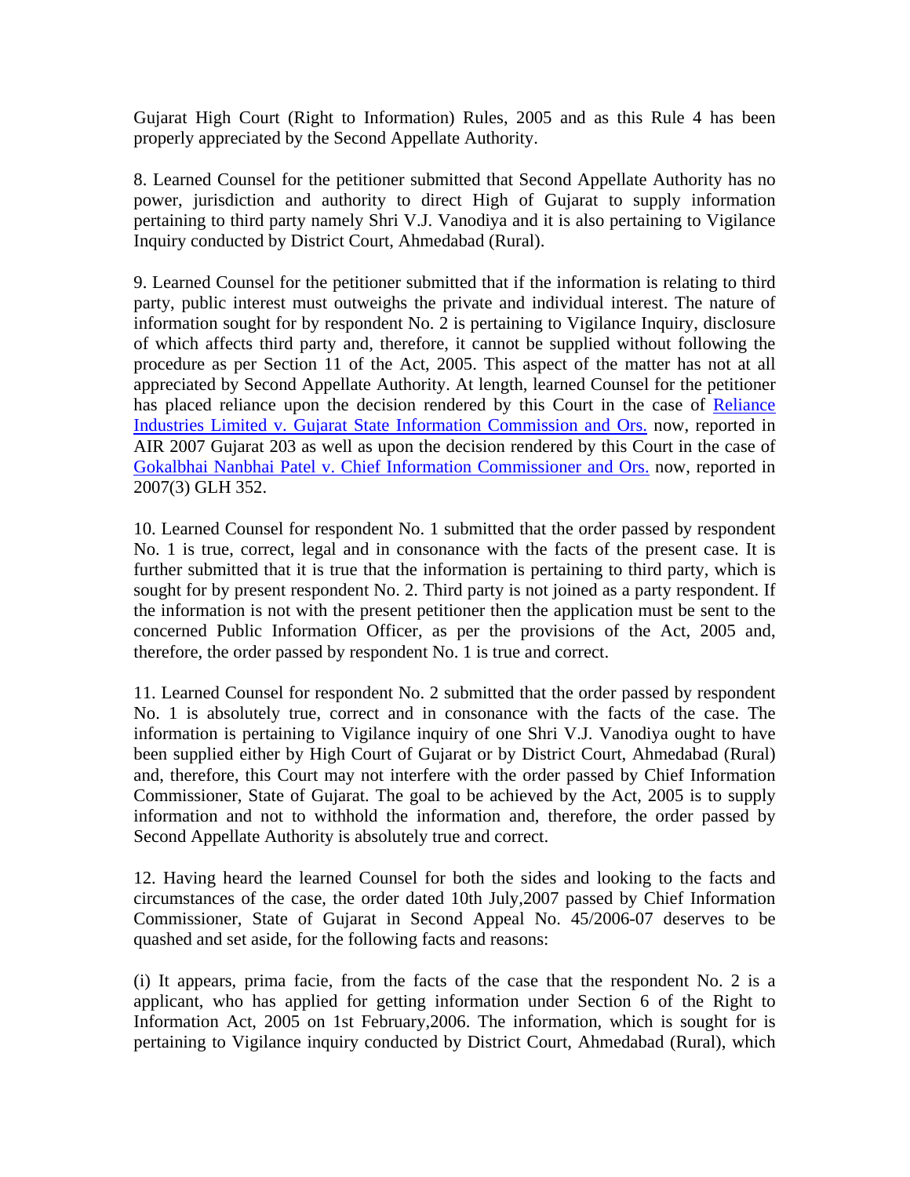Gujarat High Court (Right to Information) Rules, 2005 and as this Rule 4 has been properly appreciated by the Second Appellate Authority.

8. Learned Counsel for the petitioner submitted that Second Appellate Authority has no power, jurisdiction and authority to direct High of Gujarat to supply information pertaining to third party namely Shri V.J. Vanodiya and it is also pertaining to Vigilance Inquiry conducted by District Court, Ahmedabad (Rural).

9. Learned Counsel for the petitioner submitted that if the information is relating to third party, public interest must outweighs the private and individual interest. The nature of information sought for by respondent No. 2 is pertaining to Vigilance Inquiry, disclosure of which affects third party and, therefore, it cannot be supplied without following the procedure as per Section 11 of the Act, 2005. This aspect of the matter has not at all appreciated by Second Appellate Authority. At length, learned Counsel for the petitioner has placed reliance upon the decision rendered by this Court in the case of Reliance Industries Limited v. Gujarat State Information Commission and Ors. now, reported in AIR 2007 Gujarat 203 as well as upon the decision rendered by this Court in the case of Gokalbhai Nanbhai Patel v. Chief Information Commissioner and Ors. now, reported in 2007(3) GLH 352.

10. Learned Counsel for respondent No. 1 submitted that the order passed by respondent No. 1 is true, correct, legal and in consonance with the facts of the present case. It is further submitted that it is true that the information is pertaining to third party, which is sought for by present respondent No. 2. Third party is not joined as a party respondent. If the information is not with the present petitioner then the application must be sent to the concerned Public Information Officer, as per the provisions of the Act, 2005 and, therefore, the order passed by respondent No. 1 is true and correct.

11. Learned Counsel for respondent No. 2 submitted that the order passed by respondent No. 1 is absolutely true, correct and in consonance with the facts of the case. The information is pertaining to Vigilance inquiry of one Shri V.J. Vanodiya ought to have been supplied either by High Court of Gujarat or by District Court, Ahmedabad (Rural) and, therefore, this Court may not interfere with the order passed by Chief Information Commissioner, State of Gujarat. The goal to be achieved by the Act, 2005 is to supply information and not to withhold the information and, therefore, the order passed by Second Appellate Authority is absolutely true and correct.

12. Having heard the learned Counsel for both the sides and looking to the facts and circumstances of the case, the order dated 10th July,2007 passed by Chief Information Commissioner, State of Gujarat in Second Appeal No. 45/2006-07 deserves to be quashed and set aside, for the following facts and reasons:

(i) It appears, prima facie, from the facts of the case that the respondent No. 2 is a applicant, who has applied for getting information under Section 6 of the Right to Information Act, 2005 on 1st February,2006. The information, which is sought for is pertaining to Vigilance inquiry conducted by District Court, Ahmedabad (Rural), which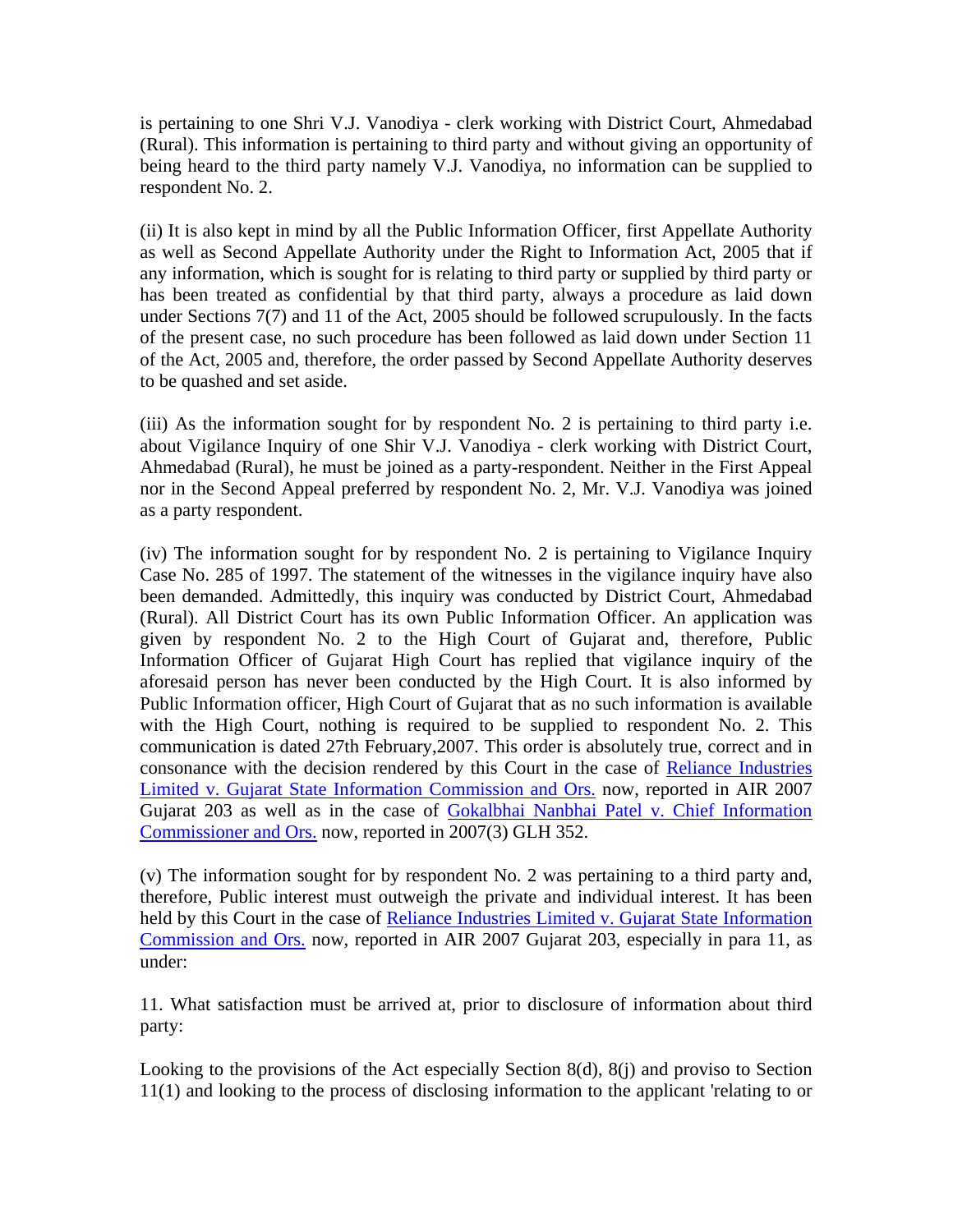is pertaining to one Shri V.J. Vanodiya - clerk working with District Court, Ahmedabad (Rural). This information is pertaining to third party and without giving an opportunity of being heard to the third party namely V.J. Vanodiya, no information can be supplied to respondent No. 2.

(ii) It is also kept in mind by all the Public Information Officer, first Appellate Authority as well as Second Appellate Authority under the Right to Information Act, 2005 that if any information, which is sought for is relating to third party or supplied by third party or has been treated as confidential by that third party, always a procedure as laid down under Sections 7(7) and 11 of the Act, 2005 should be followed scrupulously. In the facts of the present case, no such procedure has been followed as laid down under Section 11 of the Act, 2005 and, therefore, the order passed by Second Appellate Authority deserves to be quashed and set aside.

(iii) As the information sought for by respondent No. 2 is pertaining to third party i.e. about Vigilance Inquiry of one Shir V.J. Vanodiya - clerk working with District Court, Ahmedabad (Rural), he must be joined as a party-respondent. Neither in the First Appeal nor in the Second Appeal preferred by respondent No. 2, Mr. V.J. Vanodiya was joined as a party respondent.

(iv) The information sought for by respondent No. 2 is pertaining to Vigilance Inquiry Case No. 285 of 1997. The statement of the witnesses in the vigilance inquiry have also been demanded. Admittedly, this inquiry was conducted by District Court, Ahmedabad (Rural). All District Court has its own Public Information Officer. An application was given by respondent No. 2 to the High Court of Gujarat and, therefore, Public Information Officer of Gujarat High Court has replied that vigilance inquiry of the aforesaid person has never been conducted by the High Court. It is also informed by Public Information officer, High Court of Gujarat that as no such information is available with the High Court, nothing is required to be supplied to respondent No. 2. This communication is dated 27th February,2007. This order is absolutely true, correct and in consonance with the decision rendered by this Court in the case of Reliance Industries Limited v. Gujarat State Information Commission and Ors. now, reported in AIR 2007 Gujarat 203 as well as in the case of Gokalbhai Nanbhai Patel v. Chief Information Commissioner and Ors. now, reported in 2007(3) GLH 352.

(v) The information sought for by respondent No. 2 was pertaining to a third party and, therefore, Public interest must outweigh the private and individual interest. It has been held by this Court in the case of Reliance Industries Limited v. Gujarat State Information Commission and Ors. now, reported in AIR 2007 Gujarat 203, especially in para 11, as under:

11. What satisfaction must be arrived at, prior to disclosure of information about third party:

Looking to the provisions of the Act especially Section 8(d), 8(j) and proviso to Section 11(1) and looking to the process of disclosing information to the applicant 'relating to or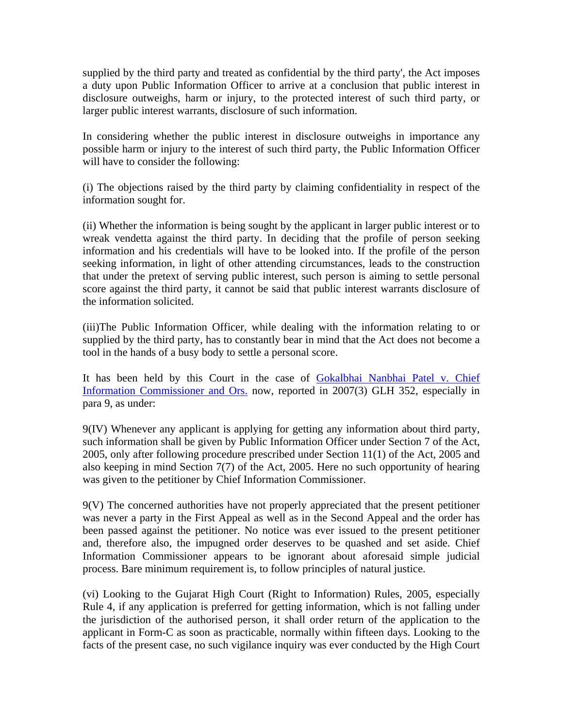supplied by the third party and treated as confidential by the third party', the Act imposes a duty upon Public Information Officer to arrive at a conclusion that public interest in disclosure outweighs, harm or injury, to the protected interest of such third party, or larger public interest warrants, disclosure of such information.

In considering whether the public interest in disclosure outweighs in importance any possible harm or injury to the interest of such third party, the Public Information Officer will have to consider the following:

(i) The objections raised by the third party by claiming confidentiality in respect of the information sought for.

(ii) Whether the information is being sought by the applicant in larger public interest or to wreak vendetta against the third party. In deciding that the profile of person seeking information and his credentials will have to be looked into. If the profile of the person seeking information, in light of other attending circumstances, leads to the construction that under the pretext of serving public interest, such person is aiming to settle personal score against the third party, it cannot be said that public interest warrants disclosure of the information solicited.

(iii)The Public Information Officer, while dealing with the information relating to or supplied by the third party, has to constantly bear in mind that the Act does not become a tool in the hands of a busy body to settle a personal score.

It has been held by this Court in the case of Gokalbhai Nanbhai Patel v. Chief Information Commissioner and Ors. now, reported in 2007(3) GLH 352, especially in para 9, as under:

9(IV) Whenever any applicant is applying for getting any information about third party, such information shall be given by Public Information Officer under Section 7 of the Act, 2005, only after following procedure prescribed under Section 11(1) of the Act, 2005 and also keeping in mind Section 7(7) of the Act, 2005. Here no such opportunity of hearing was given to the petitioner by Chief Information Commissioner.

9(V) The concerned authorities have not properly appreciated that the present petitioner was never a party in the First Appeal as well as in the Second Appeal and the order has been passed against the petitioner. No notice was ever issued to the present petitioner and, therefore also, the impugned order deserves to be quashed and set aside. Chief Information Commissioner appears to be ignorant about aforesaid simple judicial process. Bare minimum requirement is, to follow principles of natural justice.

(vi) Looking to the Gujarat High Court (Right to Information) Rules, 2005, especially Rule 4, if any application is preferred for getting information, which is not falling under the jurisdiction of the authorised person, it shall order return of the application to the applicant in Form-C as soon as practicable, normally within fifteen days. Looking to the facts of the present case, no such vigilance inquiry was ever conducted by the High Court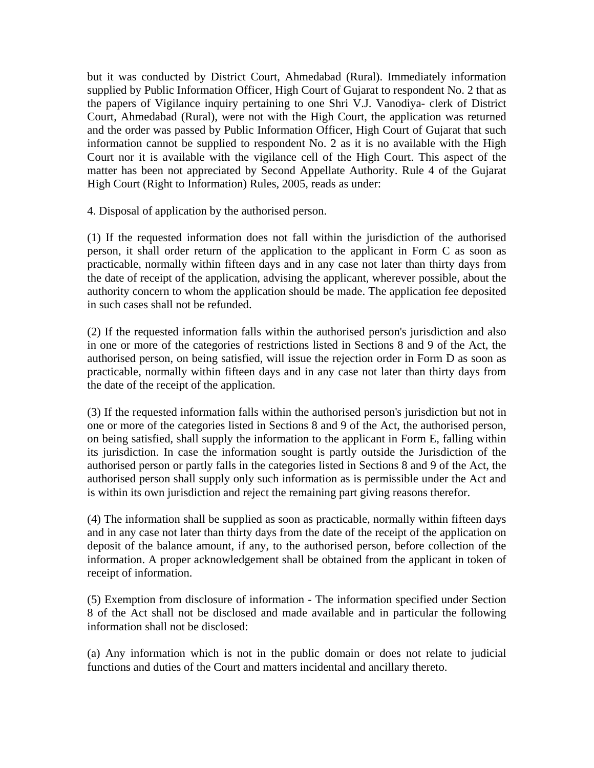but it was conducted by District Court, Ahmedabad (Rural). Immediately information supplied by Public Information Officer, High Court of Gujarat to respondent No. 2 that as the papers of Vigilance inquiry pertaining to one Shri V.J. Vanodiya- clerk of District Court, Ahmedabad (Rural), were not with the High Court, the application was returned and the order was passed by Public Information Officer, High Court of Gujarat that such information cannot be supplied to respondent No. 2 as it is no available with the High Court nor it is available with the vigilance cell of the High Court. This aspect of the matter has been not appreciated by Second Appellate Authority. Rule 4 of the Gujarat High Court (Right to Information) Rules, 2005, reads as under:

4. Disposal of application by the authorised person.

(1) If the requested information does not fall within the jurisdiction of the authorised person, it shall order return of the application to the applicant in Form C as soon as practicable, normally within fifteen days and in any case not later than thirty days from the date of receipt of the application, advising the applicant, wherever possible, about the authority concern to whom the application should be made. The application fee deposited in such cases shall not be refunded.

(2) If the requested information falls within the authorised person's jurisdiction and also in one or more of the categories of restrictions listed in Sections 8 and 9 of the Act, the authorised person, on being satisfied, will issue the rejection order in Form D as soon as practicable, normally within fifteen days and in any case not later than thirty days from the date of the receipt of the application.

(3) If the requested information falls within the authorised person's jurisdiction but not in one or more of the categories listed in Sections 8 and 9 of the Act, the authorised person, on being satisfied, shall supply the information to the applicant in Form E, falling within its jurisdiction. In case the information sought is partly outside the Jurisdiction of the authorised person or partly falls in the categories listed in Sections 8 and 9 of the Act, the authorised person shall supply only such information as is permissible under the Act and is within its own jurisdiction and reject the remaining part giving reasons therefor.

(4) The information shall be supplied as soon as practicable, normally within fifteen days and in any case not later than thirty days from the date of the receipt of the application on deposit of the balance amount, if any, to the authorised person, before collection of the information. A proper acknowledgement shall be obtained from the applicant in token of receipt of information.

(5) Exemption from disclosure of information - The information specified under Section 8 of the Act shall not be disclosed and made available and in particular the following information shall not be disclosed:

(a) Any information which is not in the public domain or does not relate to judicial functions and duties of the Court and matters incidental and ancillary thereto.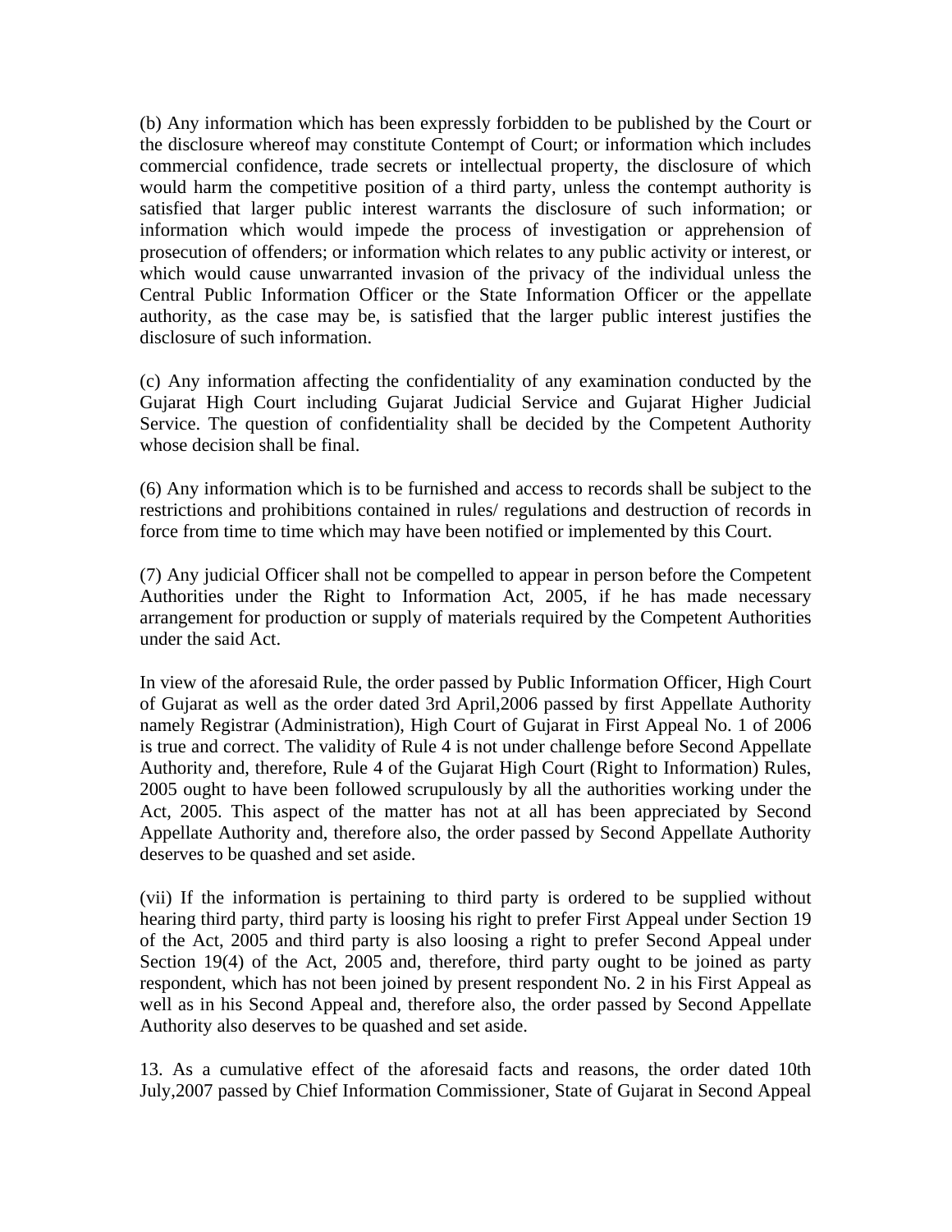(b) Any information which has been expressly forbidden to be published by the Court or the disclosure whereof may constitute Contempt of Court; or information which includes commercial confidence, trade secrets or intellectual property, the disclosure of which would harm the competitive position of a third party, unless the contempt authority is satisfied that larger public interest warrants the disclosure of such information; or information which would impede the process of investigation or apprehension of prosecution of offenders; or information which relates to any public activity or interest, or which would cause unwarranted invasion of the privacy of the individual unless the Central Public Information Officer or the State Information Officer or the appellate authority, as the case may be, is satisfied that the larger public interest justifies the disclosure of such information.

(c) Any information affecting the confidentiality of any examination conducted by the Gujarat High Court including Gujarat Judicial Service and Gujarat Higher Judicial Service. The question of confidentiality shall be decided by the Competent Authority whose decision shall be final.

(6) Any information which is to be furnished and access to records shall be subject to the restrictions and prohibitions contained in rules/ regulations and destruction of records in force from time to time which may have been notified or implemented by this Court.

(7) Any judicial Officer shall not be compelled to appear in person before the Competent Authorities under the Right to Information Act, 2005, if he has made necessary arrangement for production or supply of materials required by the Competent Authorities under the said Act.

In view of the aforesaid Rule, the order passed by Public Information Officer, High Court of Gujarat as well as the order dated 3rd April,2006 passed by first Appellate Authority namely Registrar (Administration), High Court of Gujarat in First Appeal No. 1 of 2006 is true and correct. The validity of Rule 4 is not under challenge before Second Appellate Authority and, therefore, Rule 4 of the Gujarat High Court (Right to Information) Rules, 2005 ought to have been followed scrupulously by all the authorities working under the Act, 2005. This aspect of the matter has not at all has been appreciated by Second Appellate Authority and, therefore also, the order passed by Second Appellate Authority deserves to be quashed and set aside.

(vii) If the information is pertaining to third party is ordered to be supplied without hearing third party, third party is loosing his right to prefer First Appeal under Section 19 of the Act, 2005 and third party is also loosing a right to prefer Second Appeal under Section 19(4) of the Act, 2005 and, therefore, third party ought to be joined as party respondent, which has not been joined by present respondent No. 2 in his First Appeal as well as in his Second Appeal and, therefore also, the order passed by Second Appellate Authority also deserves to be quashed and set aside.

13. As a cumulative effect of the aforesaid facts and reasons, the order dated 10th July,2007 passed by Chief Information Commissioner, State of Gujarat in Second Appeal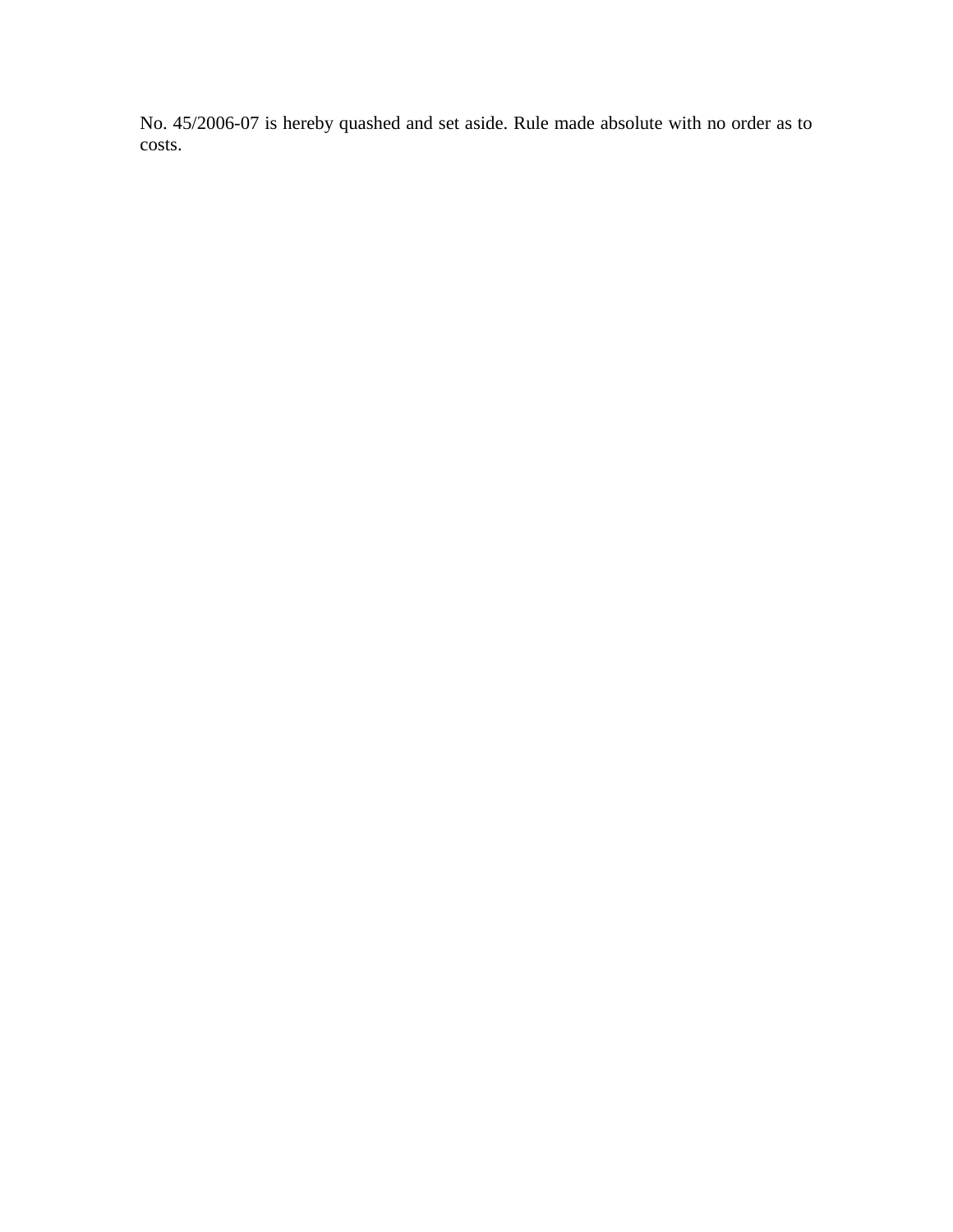No. 45/2006-07 is hereby quashed and set aside. Rule made absolute with no order as to costs.